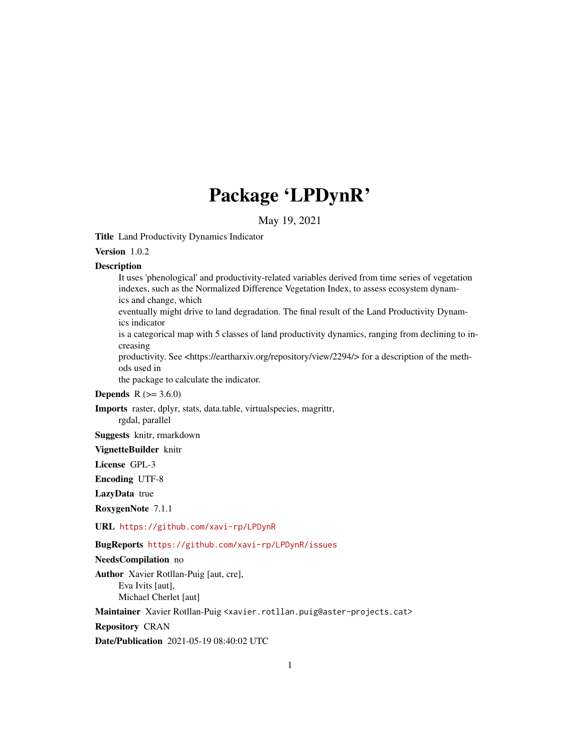# Package 'LPDynR'

May 19, 2021

**Title** Land Productivity Dynamics Indicator

**Version** 1.0.2

**Description** It uses 'phenological' and productivity-related variables derived from time series of vegetation indexes, such as the Normalized Difference Vegetation Index, to assess ecosystem dynamics and change, which eventually might drive to land degradation. The final result of the Land Productivity Dynamics indicator is a categorical map with 5 classes of land productivity dynamics, ranging from declining to increasing productivity. See <https://eartharxiv.org/repository/view/2294/> for a description of the methods used in the package to calculate the indicator.

**Depends** R (>= 3.6.0)

**Imports** raster, dplyr, stats, data.table, virtualspecies, magrittr, rgdal, parallel

**Suggests** knitr, rmarkdown

**VignetteBuilder** knitr

**License** GPL-3

**Encoding** UTF-8

**LazyData** true

**RoxygenNote** 7.1.1

**URL** https://github.com/xavi-rp/LPDynR

**BugReports** https://github.com/xavi-rp/LPDynR/issues

**NeedsCompilation** no

**Author** Xavier Rotllan-Puig [aut, cre], Eva Ivits [aut], Michael Cherlet [aut]

**Maintainer** Xavier Rotllan-Puig <xavier.rotllan.puig@aster-projects.cat>

**Repository** CRAN

**Date/Publication** 2021-05-19 08:40:02 UTC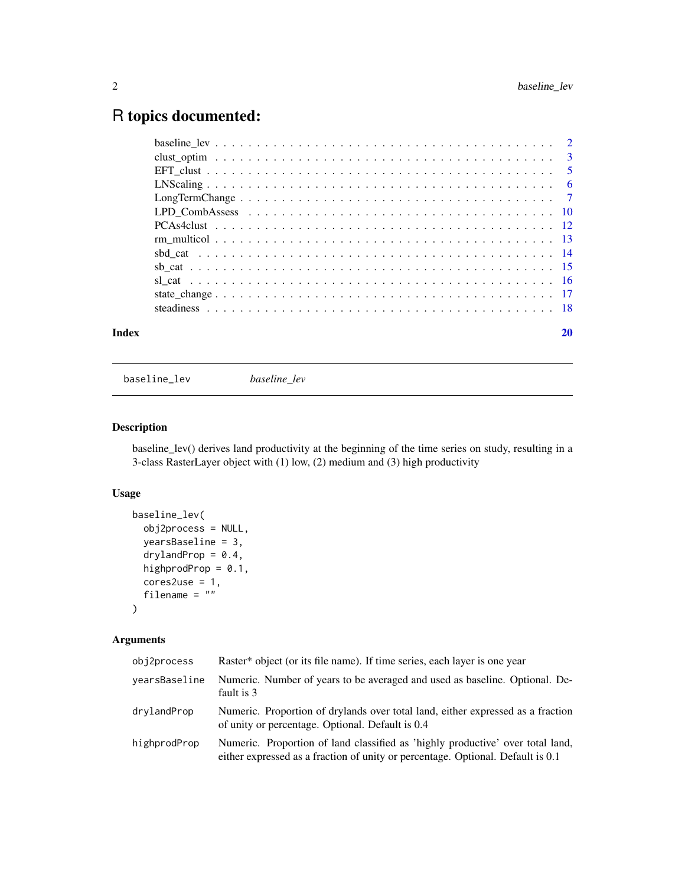# R topics documented:

| | |
|---|---|
| baseline_lev | 2 |
| clust_optim | 3 |
| EFT_clust | 5 |
| LNScaling | 6 |
| LongTermChange | 7 |
| LPD_CombAssess | 10 |
| PCAs4clust | 12 |
| rm_multicol | 13 |
| sbd_cat | 14 |
| sb_cat | 15 |
| sl_cat | 16 |
| state_change | 17 |
| steadiness | 18 |
| **Index** | **20** |

---

## baseline_lev &nbsp;&nbsp;&nbsp; *baseline_lev*

### Description

baseline_lev() derives land productivity at the beginning of the time series on study, resulting in a 3-class RasterLayer object with (1) low, (2) medium and (3) high productivity

### Usage

```
baseline_lev(
  obj2process = NULL,
  yearsBaseline = 3,
  drylandProp = 0.4,
  highprodProp = 0.1,
  cores2use = 1,
  filename = ""
)
```

### Arguments

| | |
|---|---|
| obj2process | Raster* object (or its file name). If time series, each layer is one year |
| yearsBaseline | Numeric. Number of years to be averaged and used as baseline. Optional. Default is 3 |
| drylandProp | Numeric. Proportion of drylands over total land, either expressed as a fraction of unity or percentage. Optional. Default is 0.4 |
| highprodProp | Numeric. Proportion of land classified as 'highly productive' over total land, either expressed as a fraction of unity or percentage. Optional. Default is 0.1 |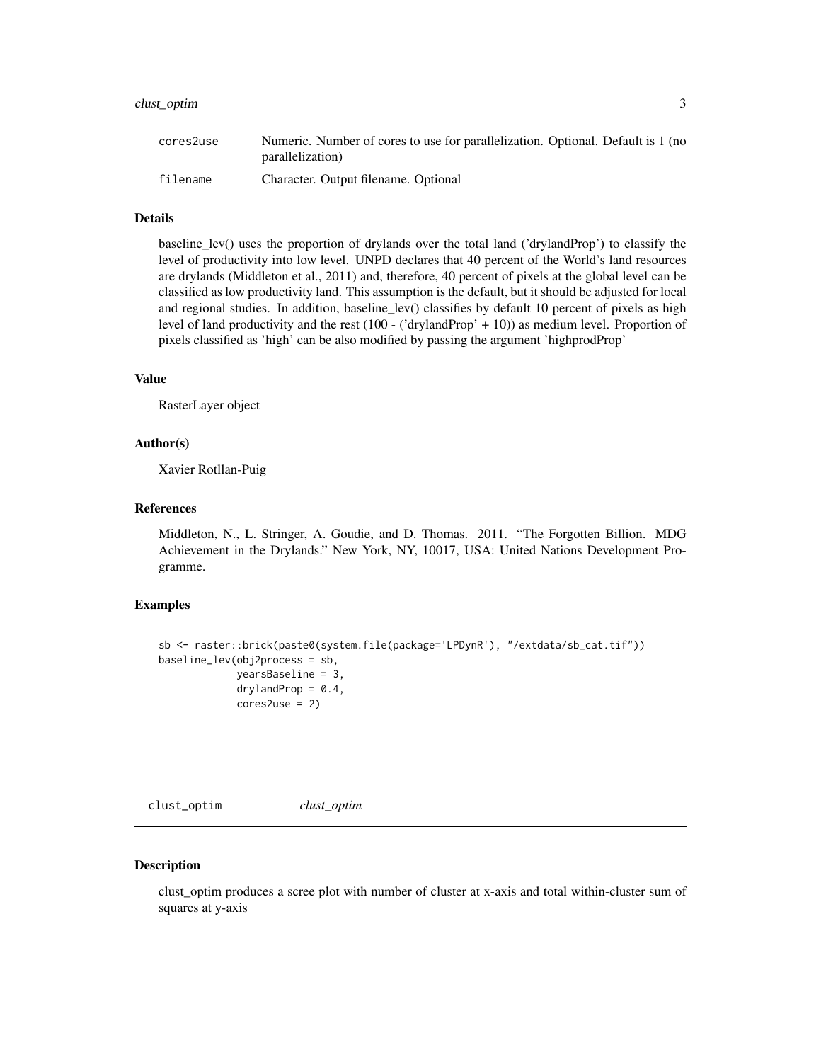| | |
|---|---|
| `cores2use` | Numeric. Number of cores to use for parallelization. Optional. Default is 1 (no parallelization) |
| `filename` | Character. Output filename. Optional |

### Details

baseline_lev() uses the proportion of drylands over the total land ('drylandProp') to classify the level of productivity into low level. UNPD declares that 40 percent of the World's land resources are drylands (Middleton et al., 2011) and, therefore, 40 percent of pixels at the global level can be classified as low productivity land. This assumption is the default, but it should be adjusted for local and regional studies. In addition, baseline_lev() classifies by default 10 percent of pixels as high level of land productivity and the rest (100 - ('drylandProp' + 10)) as medium level. Proportion of pixels classified as 'high' can be also modified by passing the argument 'highprodProp'

### Value

RasterLayer object

### Author(s)

Xavier Rotllan-Puig

### References

Middleton, N., L. Stringer, A. Goudie, and D. Thomas. 2011. "The Forgotten Billion. MDG Achievement in the Drylands." New York, NY, 10017, USA: United Nations Development Programme.

### Examples

```
sb <- raster::brick(paste0(system.file(package='LPDynR'), "/extdata/sb_cat.tif"))
baseline_lev(obj2process = sb,
             yearsBaseline = 3,
             drylandProp = 0.4,
             cores2use = 2)
```

## clust_optim — *clust_optim*

### Description

clust_optim produces a scree plot with number of cluster at x-axis and total within-cluster sum of squares at y-axis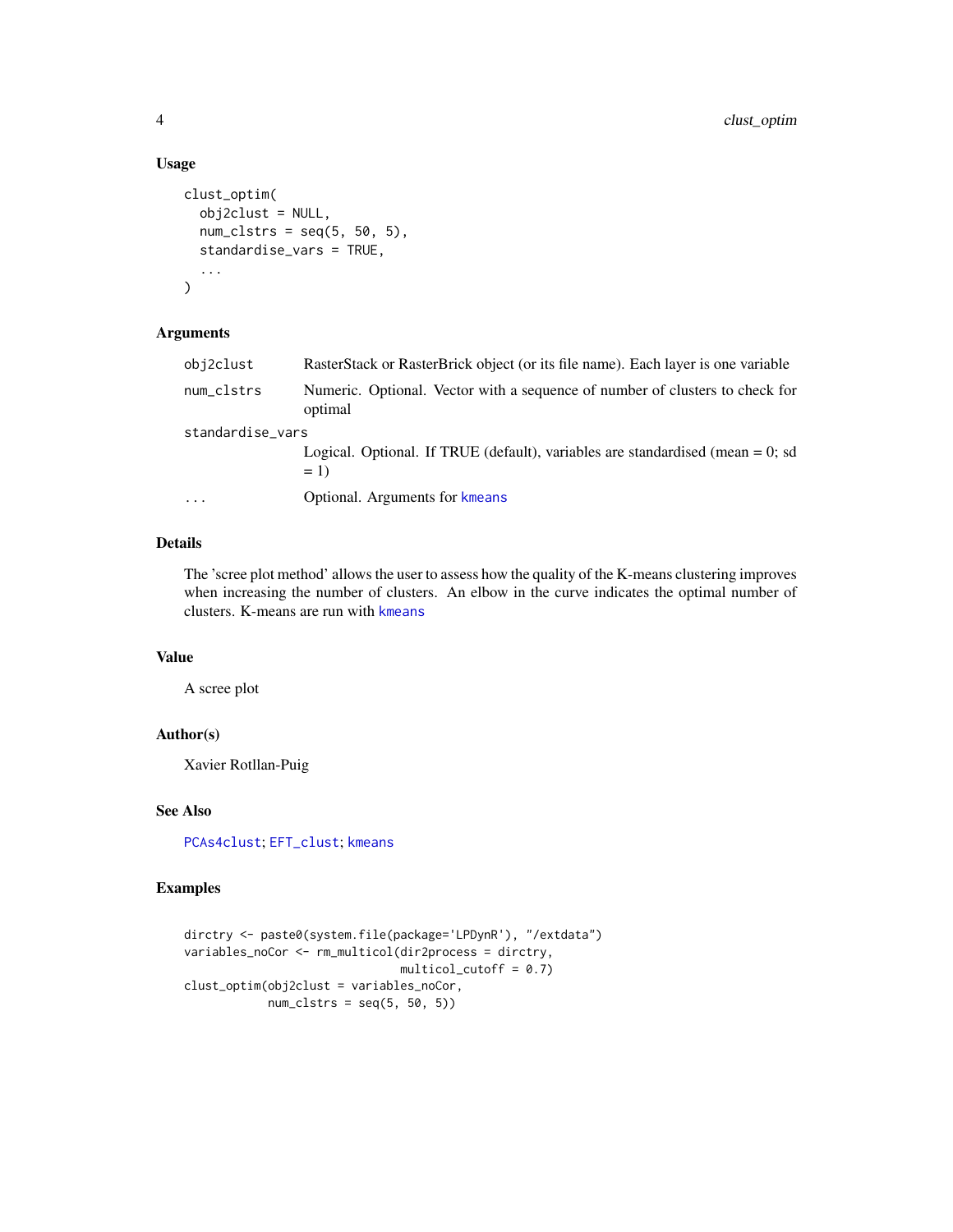### Usage

```
clust_optim(
  obj2clust = NULL,
  num_clstrs = seq(5, 50, 5),
  standardise_vars = TRUE,
  ...
)
```

### Arguments

| Argument | Description |
|---|---|
| obj2clust | RasterStack or RasterBrick object (or its file name). Each layer is one variable |
| num_clstrs | Numeric. Optional. Vector with a sequence of number of clusters to check for optimal |
| standardise_vars | Logical. Optional. If TRUE (default), variables are standardised (mean = 0; sd = 1) |
| ... | Optional. Arguments for kmeans |

### Details

The 'scree plot method' allows the user to assess how the quality of the K-means clustering improves when increasing the number of clusters. An elbow in the curve indicates the optimal number of clusters. K-means are run with kmeans

### Value

A scree plot

### Author(s)

Xavier Rotllan-Puig

### See Also

PCAs4clust; EFT_clust; kmeans

### Examples

```
dirctry <- paste0(system.file(package='LPDynR'), "/extdata")
variables_noCor <- rm_multicol(dir2process = dirctry,
                               multicol_cutoff = 0.7)
clust_optim(obj2clust = variables_noCor,
            num_clstrs = seq(5, 50, 5))
```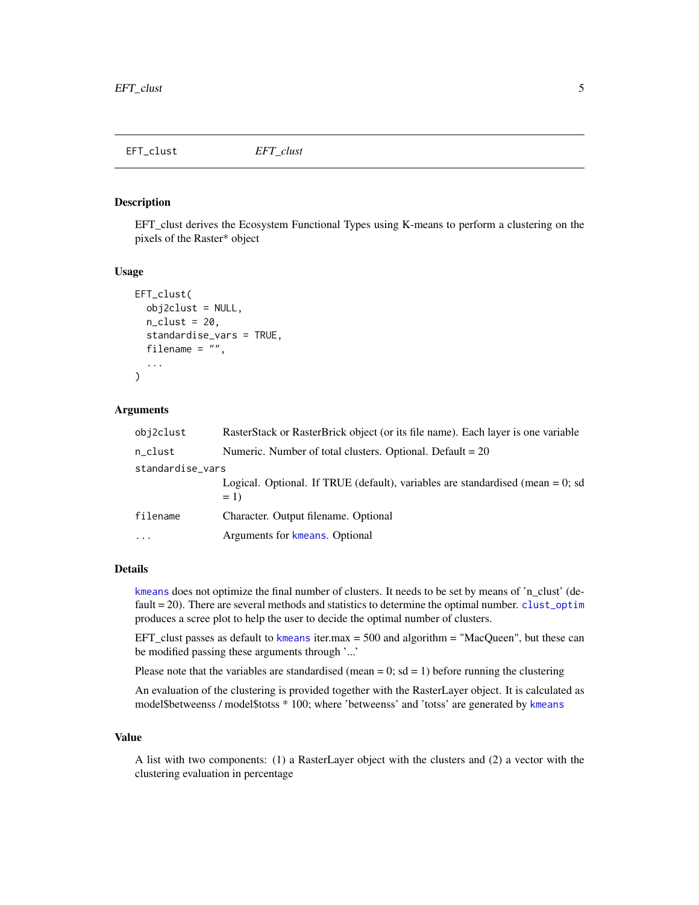## EFT_clust — *EFT_clust*

### Description

EFT_clust derives the Ecosystem Functional Types using K-means to perform a clustering on the pixels of the Raster* object

### Usage

```
EFT_clust(
  obj2clust = NULL,
  n_clust = 20,
  standardise_vars = TRUE,
  filename = "",
  ...
)
```

### Arguments

| | |
|---|---|
| `obj2clust` | RasterStack or RasterBrick object (or its file name). Each layer is one variable |
| `n_clust` | Numeric. Number of total clusters. Optional. Default = 20 |
| `standardise_vars` | Logical. Optional. If TRUE (default), variables are standardised (mean = 0; sd = 1) |
| `filename` | Character. Output filename. Optional |
| `...` | Arguments for `kmeans`. Optional |

### Details

`kmeans` does not optimize the final number of clusters. It needs to be set by means of 'n_clust' (default = 20). There are several methods and statistics to determine the optimal number. `clust_optim` produces a scree plot to help the user to decide the optimal number of clusters.

EFT_clust passes as default to `kmeans` iter.max = 500 and algorithm = "MacQueen", but these can be modified passing these arguments through '...'

Please note that the variables are standardised (mean = 0; sd = 1) before running the clustering

An evaluation of the clustering is provided together with the RasterLayer object. It is calculated as model$betweenss / model$totss * 100; where 'betweenss' and 'totss' are generated by `kmeans`

### Value

A list with two components: (1) a RasterLayer object with the clusters and (2) a vector with the clustering evaluation in percentage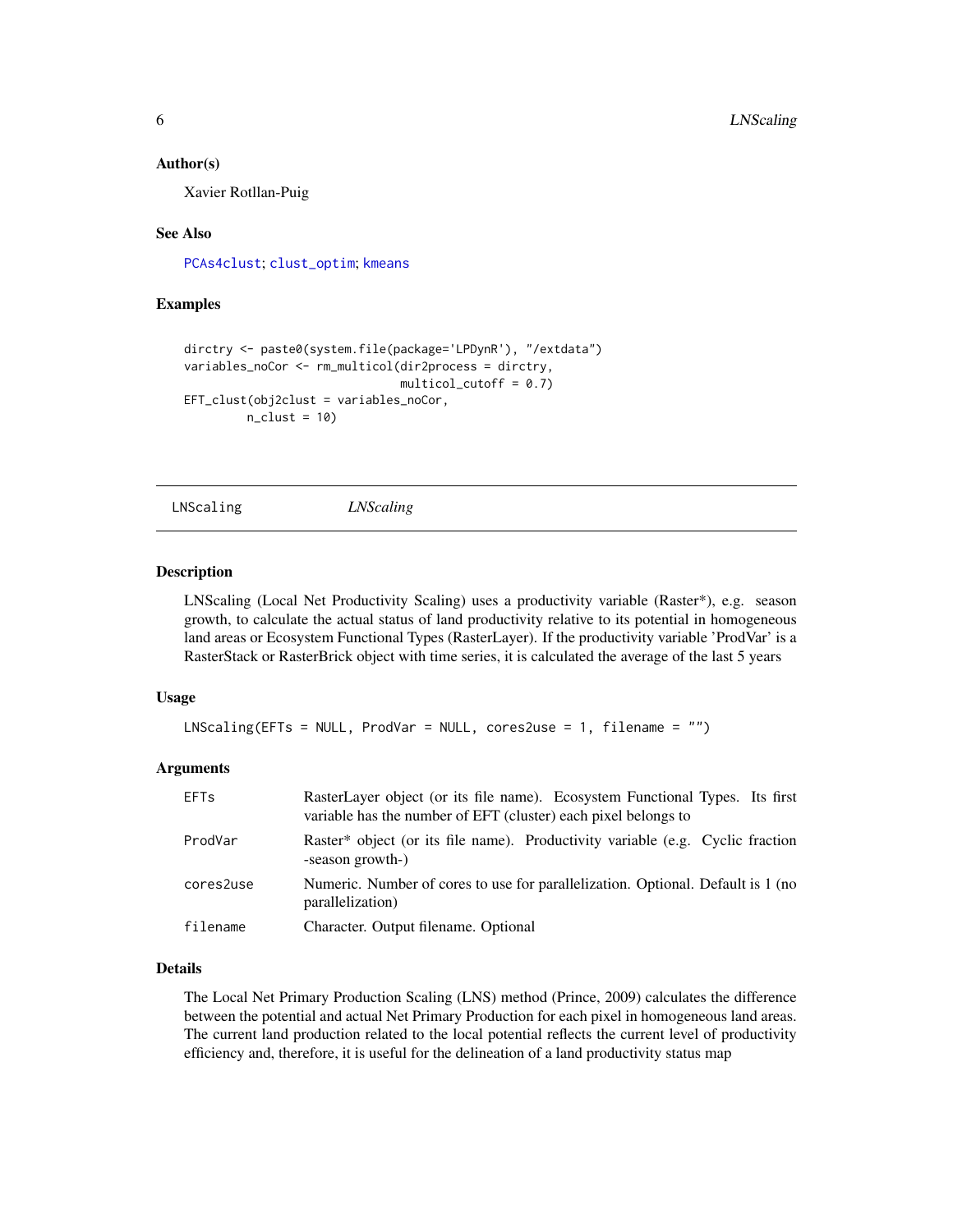### Author(s)

Xavier Rotllan-Puig

### See Also

PCAs4clust; clust_optim; kmeans

### Examples

```
dirctry <- paste0(system.file(package='LPDynR'), "/extdata")
variables_noCor <- rm_multicol(dir2process = dirctry,
                               multicol_cutoff = 0.7)
EFT_clust(obj2clust = variables_noCor,
          n_clust = 10)
```

---

## LNScaling *LNScaling*

---

### Description

LNScaling (Local Net Productivity Scaling) uses a productivity variable (Raster*), e.g. season growth, to calculate the actual status of land productivity relative to its potential in homogeneous land areas or Ecosystem Functional Types (RasterLayer). If the productivity variable 'ProdVar' is a RasterStack or RasterBrick object with time series, it is calculated the average of the last 5 years

### Usage

```
LNScaling(EFTs = NULL, ProdVar = NULL, cores2use = 1, filename = "")
```

### Arguments

| | |
|---|---|
| EFTs | RasterLayer object (or its file name). Ecosystem Functional Types. Its first variable has the number of EFT (cluster) each pixel belongs to |
| ProdVar | Raster* object (or its file name). Productivity variable (e.g. Cyclic fraction -season growth-) |
| cores2use | Numeric. Number of cores to use for parallelization. Optional. Default is 1 (no parallelization) |
| filename | Character. Output filename. Optional |

### Details

The Local Net Primary Production Scaling (LNS) method (Prince, 2009) calculates the difference between the potential and actual Net Primary Production for each pixel in homogeneous land areas. The current land production related to the local potential reflects the current level of productivity efficiency and, therefore, it is useful for the delineation of a land productivity status map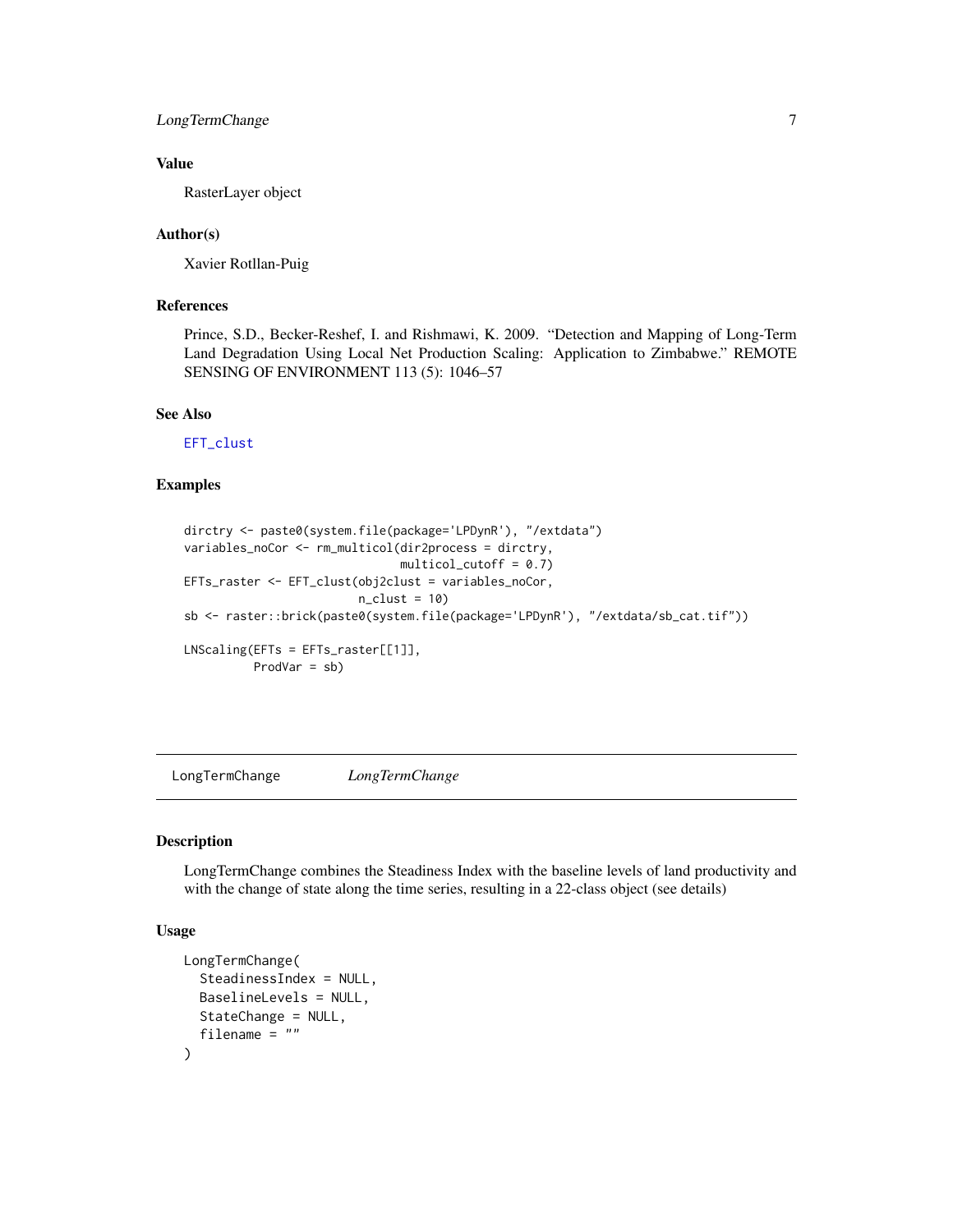### Value

RasterLayer object

### Author(s)

Xavier Rotllan-Puig

### References

Prince, S.D., Becker-Reshef, I. and Rishmawi, K. 2009. "Detection and Mapping of Long-Term Land Degradation Using Local Net Production Scaling: Application to Zimbabwe." REMOTE SENSING OF ENVIRONMENT 113 (5): 1046–57

### See Also

EFT_clust

### Examples

```
dirctry <- paste0(system.file(package='LPDynR'), "/extdata")
variables_noCor <- rm_multicol(dir2process = dirctry,
                               multicol_cutoff = 0.7)
EFTs_raster <- EFT_clust(obj2clust = variables_noCor,
                         n_clust = 10)
sb <- raster::brick(paste0(system.file(package='LPDynR'), "/extdata/sb_cat.tif"))

LNScaling(EFTs = EFTs_raster[[1]],
          ProdVar = sb)
```

---

## LongTermChange — *LongTermChange*

### Description

LongTermChange combines the Steadiness Index with the baseline levels of land productivity and with the change of state along the time series, resulting in a 22-class object (see details)

### Usage

```
LongTermChange(
  SteadinessIndex = NULL,
  BaselineLevels = NULL,
  StateChange = NULL,
  filename = ""
)
```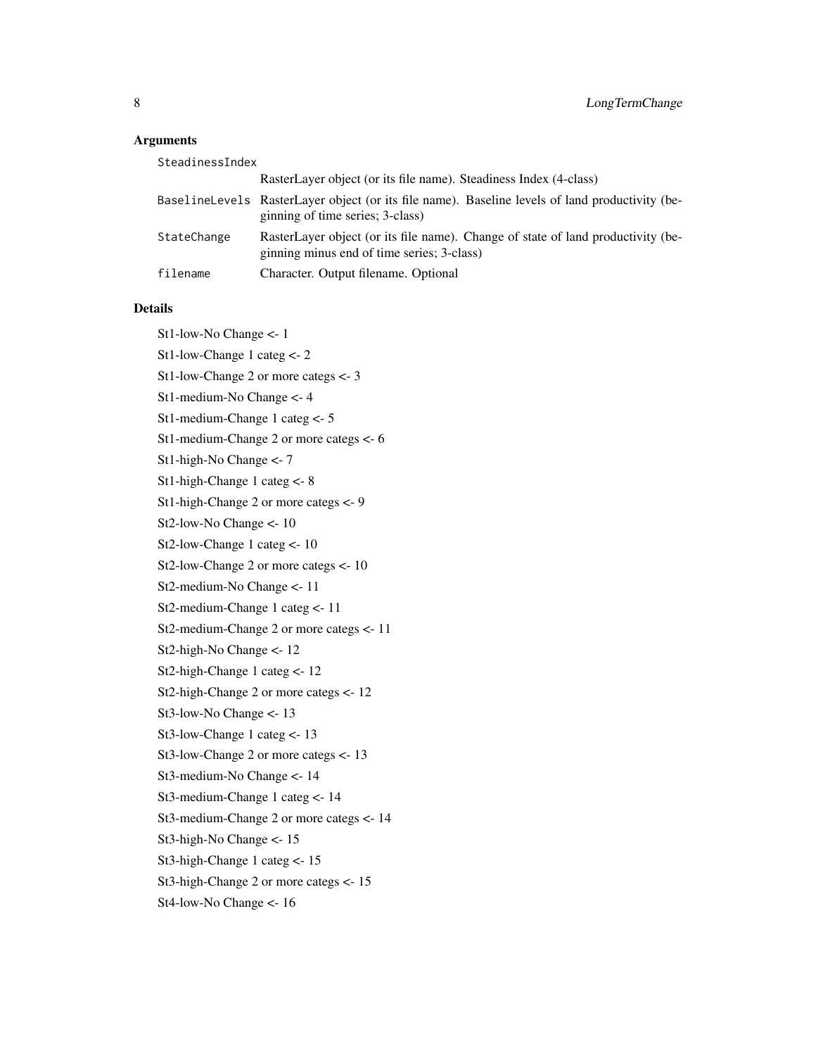## Arguments

| | |
|---|---|
| `SteadinessIndex` | RasterLayer object (or its file name). Steadiness Index (4-class) |
| `BaselineLevels` | RasterLayer object (or its file name). Baseline levels of land productivity (beginning of time series; 3-class) |
| `StateChange` | RasterLayer object (or its file name). Change of state of land productivity (beginning minus end of time series; 3-class) |
| `filename` | Character. Output filename. Optional |

## Details

St1-low-No Change <- 1

St1-low-Change 1 categ <- 2

St1-low-Change 2 or more categs <- 3

St1-medium-No Change <- 4

St1-medium-Change 1 categ <- 5

St1-medium-Change 2 or more categs <- 6

St1-high-No Change <- 7

St1-high-Change 1 categ <- 8

St1-high-Change 2 or more categs <- 9

St2-low-No Change <- 10

St2-low-Change 1 categ <- 10

St2-low-Change 2 or more categs <- 10

St2-medium-No Change <- 11

St2-medium-Change 1 categ <- 11

St2-medium-Change 2 or more categs <- 11

St2-high-No Change <- 12

St2-high-Change 1 categ <- 12

St2-high-Change 2 or more categs <- 12

St3-low-No Change <- 13

St3-low-Change 1 categ <- 13

St3-low-Change 2 or more categs <- 13

St3-medium-No Change <- 14

St3-medium-Change 1 categ <- 14

St3-medium-Change 2 or more categs <- 14

St3-high-No Change <- 15

St3-high-Change 1 categ <- 15

St3-high-Change 2 or more categs <- 15

St4-low-No Change <- 16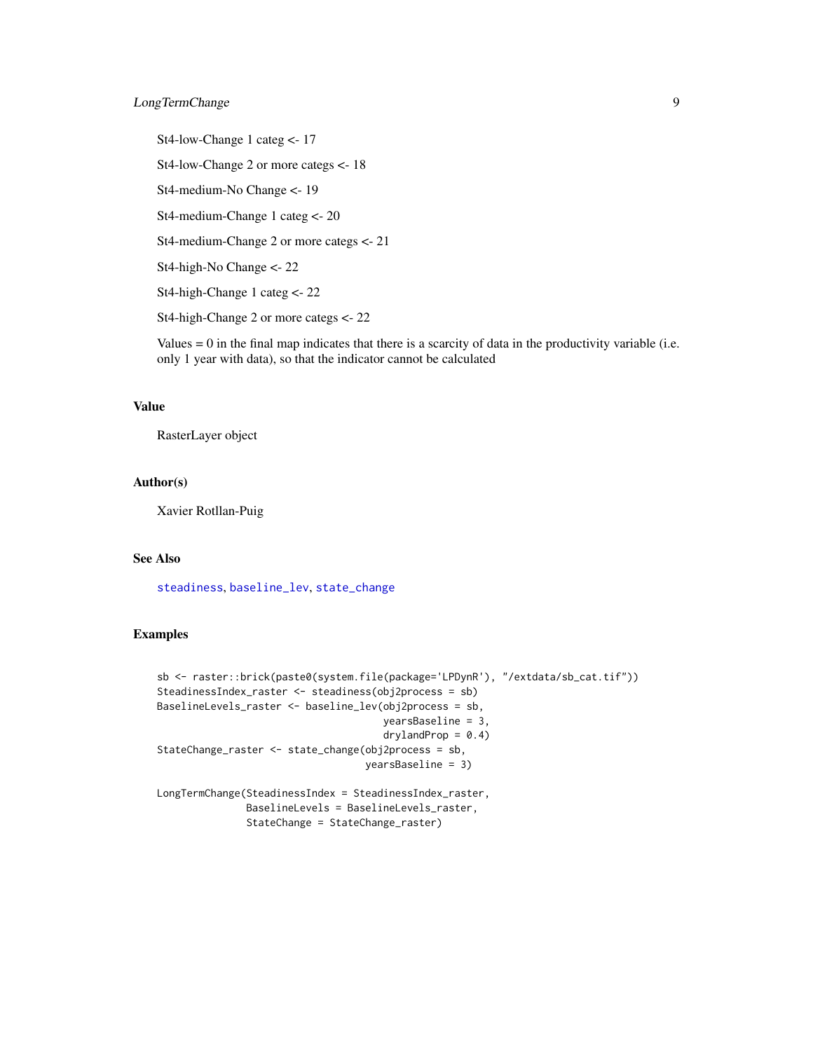St4-low-Change 1 categ <- 17

St4-low-Change 2 or more categs <- 18

St4-medium-No Change <- 19

St4-medium-Change 1 categ <- 20

St4-medium-Change 2 or more categs <- 21

St4-high-No Change <- 22

St4-high-Change 1 categ <- 22

St4-high-Change 2 or more categs <- 22

Values = 0 in the final map indicates that there is a scarcity of data in the productivity variable (i.e. only 1 year with data), so that the indicator cannot be calculated

## Value

RasterLayer object

## Author(s)

Xavier Rotllan-Puig

## See Also

steadiness, baseline_lev, state_change

## Examples

```
sb <- raster::brick(paste0(system.file(package='LPDynR'), "/extdata/sb_cat.tif"))
SteadinessIndex_raster <- steadiness(obj2process = sb)
BaselineLevels_raster <- baseline_lev(obj2process = sb,
                                       yearsBaseline = 3,
                                       drylandProp = 0.4)
StateChange_raster <- state_change(obj2process = sb,
                                    yearsBaseline = 3)

LongTermChange(SteadinessIndex = SteadinessIndex_raster,
               BaselineLevels = BaselineLevels_raster,
               StateChange = StateChange_raster)
```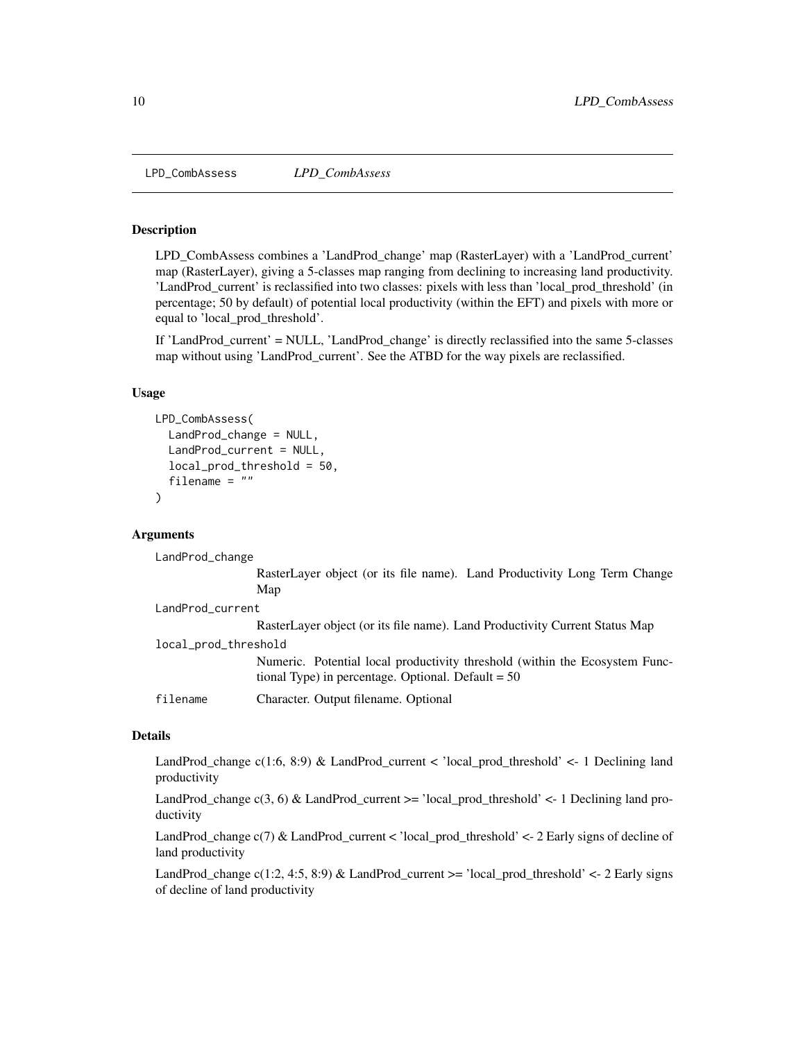# LPD_CombAssess

*LPD_CombAssess*

## Description

LPD_CombAssess combines a 'LandProd_change' map (RasterLayer) with a 'LandProd_current' map (RasterLayer), giving a 5-classes map ranging from declining to increasing land productivity. 'LandProd_current' is reclassified into two classes: pixels with less than 'local_prod_threshold' (in percentage; 50 by default) of potential local productivity (within the EFT) and pixels with more or equal to 'local_prod_threshold'.

If 'LandProd_current' = NULL, 'LandProd_change' is directly reclassified into the same 5-classes map without using 'LandProd_current'. See the ATBD for the way pixels are reclassified.

## Usage

```
LPD_CombAssess(
  LandProd_change = NULL,
  LandProd_current = NULL,
  local_prod_threshold = 50,
  filename = ""
)
```

## Arguments

`LandProd_change`
: RasterLayer object (or its file name). Land Productivity Long Term Change Map

`LandProd_current`
: RasterLayer object (or its file name). Land Productivity Current Status Map

`local_prod_threshold`
: Numeric. Potential local productivity threshold (within the Ecosystem Functional Type) in percentage. Optional. Default = 50

`filename`
: Character. Output filename. Optional

## Details

LandProd_change c(1:6, 8:9) & LandProd_current < 'local_prod_threshold' <- 1 Declining land productivity

LandProd_change c(3, 6) & LandProd_current >= 'local_prod_threshold' <- 1 Declining land productivity

LandProd_change c(7) & LandProd_current < 'local_prod_threshold' <- 2 Early signs of decline of land productivity

LandProd_change c(1:2, 4:5, 8:9) & LandProd_current >= 'local_prod_threshold' <- 2 Early signs of decline of land productivity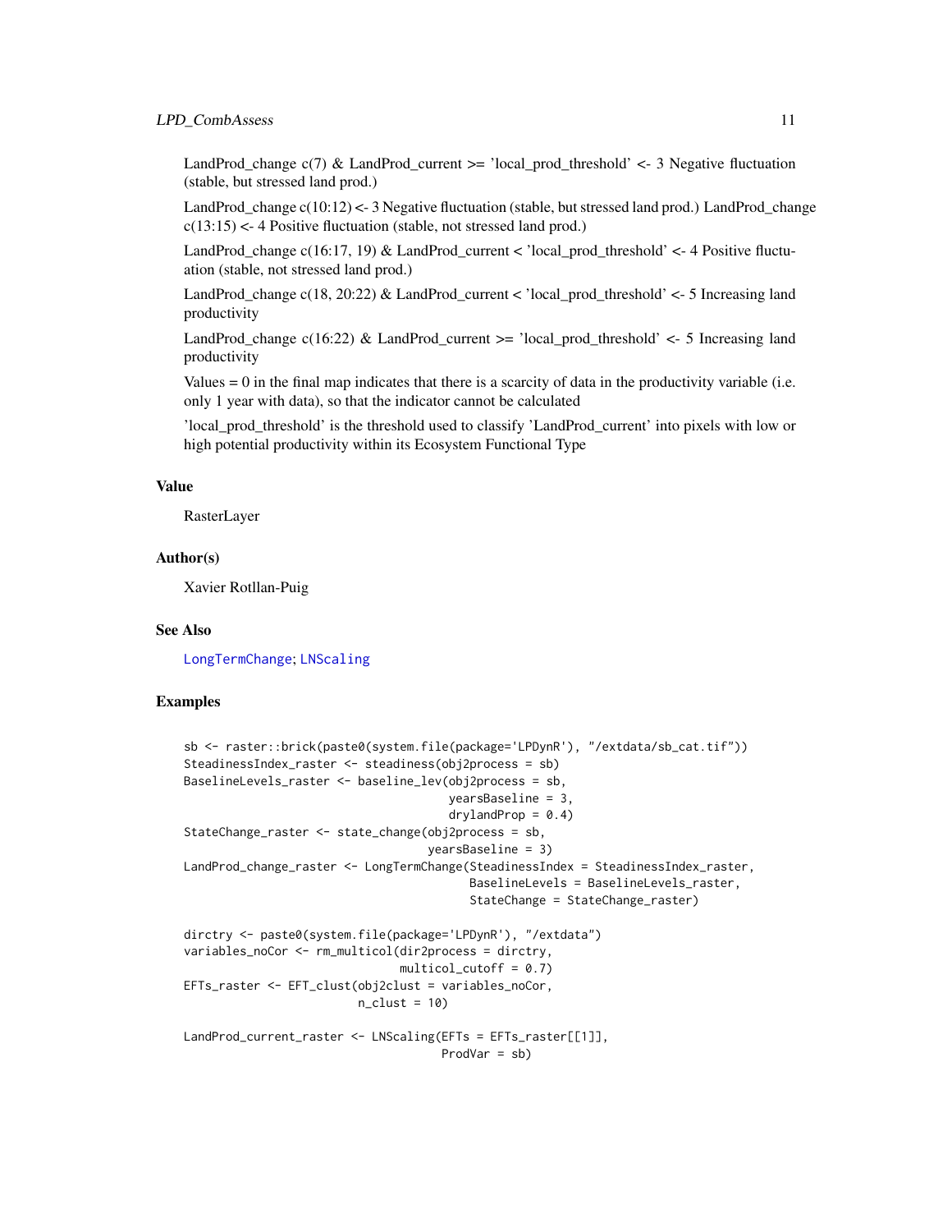LandProd_change c(7) & LandProd_current >= 'local_prod_threshold' <- 3 Negative fluctuation (stable, but stressed land prod.)

LandProd_change c(10:12) <- 3 Negative fluctuation (stable, but stressed land prod.) LandProd_change c(13:15) <- 4 Positive fluctuation (stable, not stressed land prod.)

LandProd_change c(16:17, 19) & LandProd_current < 'local_prod_threshold' <- 4 Positive fluctuation (stable, not stressed land prod.)

LandProd_change c(18, 20:22) & LandProd_current < 'local_prod_threshold' <- 5 Increasing land productivity

LandProd_change c(16:22) & LandProd_current >= 'local_prod_threshold' <- 5 Increasing land productivity

Values = 0 in the final map indicates that there is a scarcity of data in the productivity variable (i.e. only 1 year with data), so that the indicator cannot be calculated

'local_prod_threshold' is the threshold used to classify 'LandProd_current' into pixels with low or high potential productivity within its Ecosystem Functional Type

### Value

RasterLayer

### Author(s)

Xavier Rotllan-Puig

### See Also

LongTermChange; LNScaling

### Examples

```
sb <- raster::brick(paste0(system.file(package='LPDynR'), "/extdata/sb_cat.tif"))
SteadinessIndex_raster <- steadiness(obj2process = sb)
BaselineLevels_raster <- baseline_lev(obj2process = sb,
                                      yearsBaseline = 3,
                                      drylandProp = 0.4)
StateChange_raster <- state_change(obj2process = sb,
                                   yearsBaseline = 3)
LandProd_change_raster <- LongTermChange(SteadinessIndex = SteadinessIndex_raster,
                                         BaselineLevels = BaselineLevels_raster,
                                         StateChange = StateChange_raster)

dirctry <- paste0(system.file(package='LPDynR'), "/extdata")
variables_noCor <- rm_multicol(dir2process = dirctry,
                               multicol_cutoff = 0.7)
EFTs_raster <- EFT_clust(obj2clust = variables_noCor,
                         n_clust = 10)

LandProd_current_raster <- LNScaling(EFTs = EFTs_raster[[1]],
                                     ProdVar = sb)
```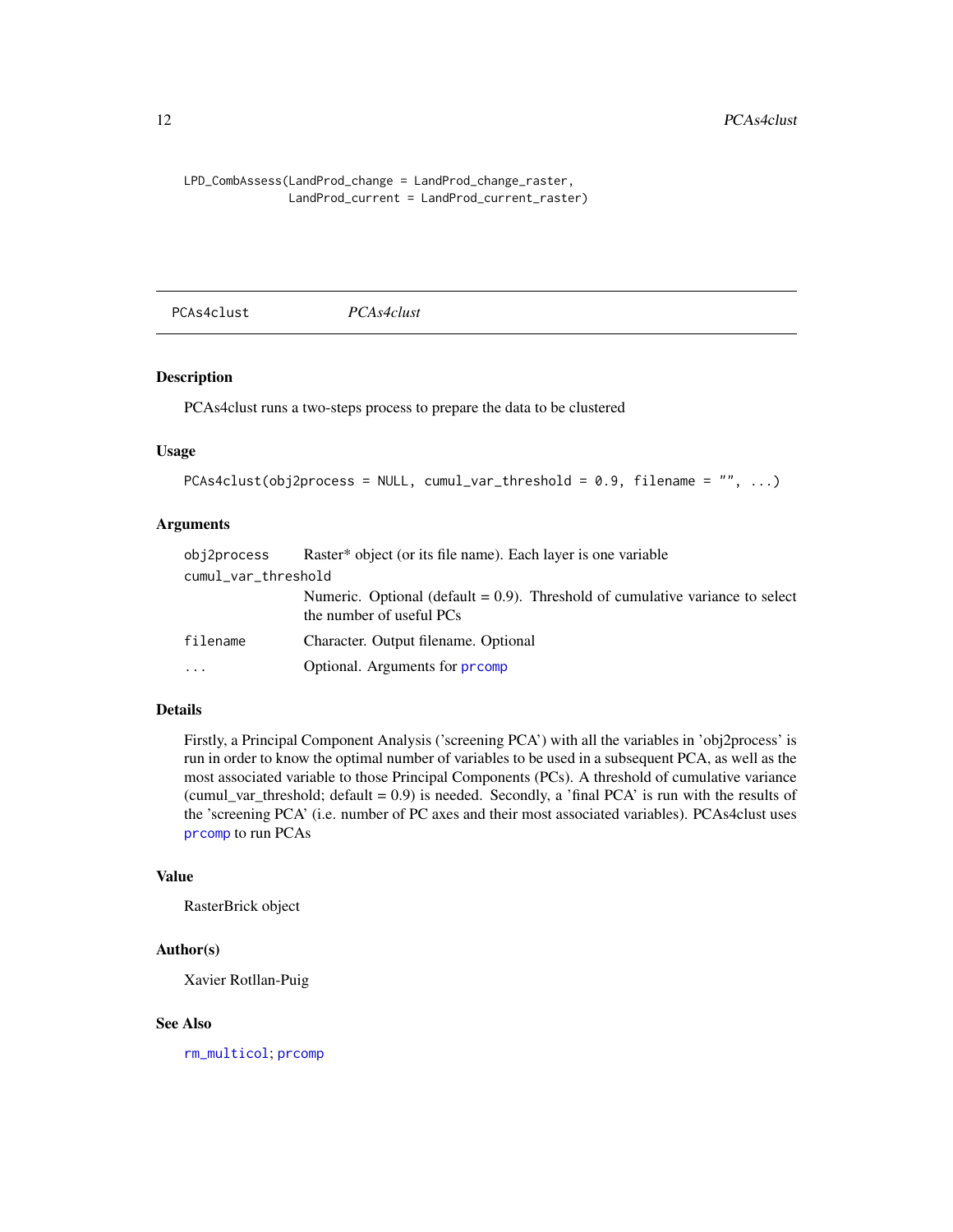```
LPD_CombAssess(LandProd_change = LandProd_change_raster,
               LandProd_current = LandProd_current_raster)
```

## PCAs4clust *PCAs4clust*

### Description

PCAs4clust runs a two-steps process to prepare the data to be clustered

### Usage

```
PCAs4clust(obj2process = NULL, cumul_var_threshold = 0.9, filename = "", ...)
```

### Arguments

| | |
|---|---|
| `obj2process` | Raster* object (or its file name). Each layer is one variable |
| `cumul_var_threshold` | Numeric. Optional (default = 0.9). Threshold of cumulative variance to select the number of useful PCs |
| `filename` | Character. Output filename. Optional |
| `...` | Optional. Arguments for `prcomp` |

### Details

Firstly, a Principal Component Analysis ('screening PCA') with all the variables in 'obj2process' is run in order to know the optimal number of variables to be used in a subsequent PCA, as well as the most associated variable to those Principal Components (PCs). A threshold of cumulative variance (cumul_var_threshold; default = 0.9) is needed. Secondly, a 'final PCA' is run with the results of the 'screening PCA' (i.e. number of PC axes and their most associated variables). PCAs4clust uses `prcomp` to run PCAs

### Value

RasterBrick object

### Author(s)

Xavier Rotllan-Puig

### See Also

`rm_multicol`; `prcomp`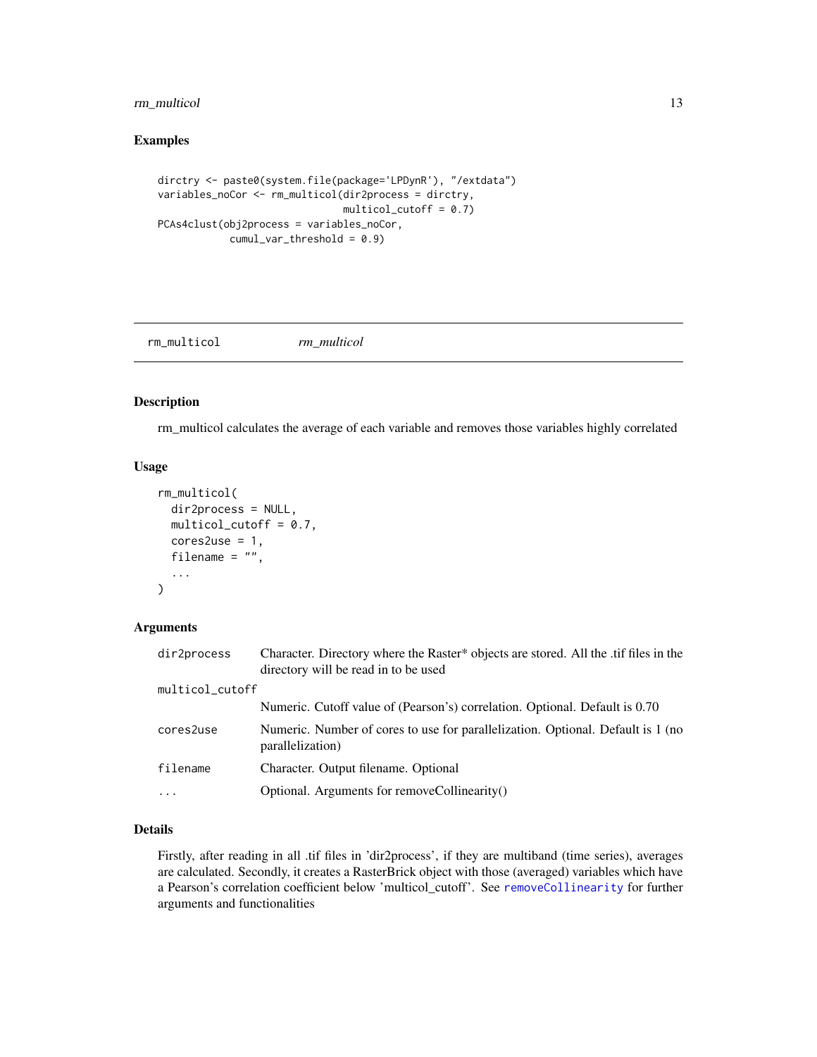## Examples

```
dirctry <- paste0(system.file(package='LPDynR'), "/extdata")
variables_noCor <- rm_multicol(dir2process = dirctry,
                               multicol_cutoff = 0.7)
PCAs4clust(obj2process = variables_noCor,
           cumul_var_threshold = 0.9)
```

---

# rm_multicol *rm_multicol*

---

### Description

rm_multicol calculates the average of each variable and removes those variables highly correlated

### Usage

```
rm_multicol(
  dir2process = NULL,
  multicol_cutoff = 0.7,
  cores2use = 1,
  filename = "",
  ...
)
```

### Arguments

| | |
|---|---|
| dir2process | Character. Directory where the Raster* objects are stored. All the .tif files in the directory will be read in to be used |
| multicol_cutoff | Numeric. Cutoff value of (Pearson's) correlation. Optional. Default is 0.70 |
| cores2use | Numeric. Number of cores to use for parallelization. Optional. Default is 1 (no parallelization) |
| filename | Character. Output filename. Optional |
| ... | Optional. Arguments for removeCollinearity() |

### Details

Firstly, after reading in all .tif files in 'dir2process', if they are multiband (time series), averages are calculated. Secondly, it creates a RasterBrick object with those (averaged) variables which have a Pearson's correlation coefficient below 'multicol_cutoff'. See removeCollinearity for further arguments and functionalities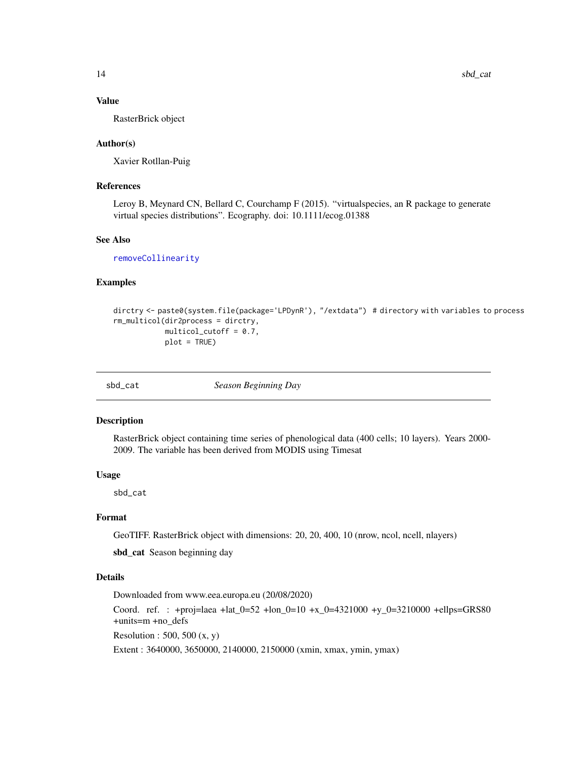### Value

RasterBrick object

### Author(s)

Xavier Rotllan-Puig

### References

Leroy B, Meynard CN, Bellard C, Courchamp F (2015). "virtualspecies, an R package to generate virtual species distributions". Ecography. doi: 10.1111/ecog.01388

### See Also

removeCollinearity

### Examples

```
dirctry <- paste0(system.file(package='LPDynR'), "/extdata")  # directory with variables to process
rm_multicol(dir2process = dirctry,
            multicol_cutoff = 0.7,
            plot = TRUE)
```

---

## sbd_cat *Season Beginning Day*

### Description

RasterBrick object containing time series of phenological data (400 cells; 10 layers). Years 2000-2009. The variable has been derived from MODIS using Timesat

### Usage

```
sbd_cat
```

### Format

GeoTIFF. RasterBrick object with dimensions: 20, 20, 400, 10 (nrow, ncol, ncell, nlayers)

**sbd_cat** Season beginning day

### Details

Downloaded from www.eea.europa.eu (20/08/2020)

Coord. ref. : +proj=laea +lat_0=52 +lon_0=10 +x_0=4321000 +y_0=3210000 +ellps=GRS80 +units=m +no_defs

Resolution : 500, 500 (x, y)

Extent : 3640000, 3650000, 2140000, 2150000 (xmin, xmax, ymin, ymax)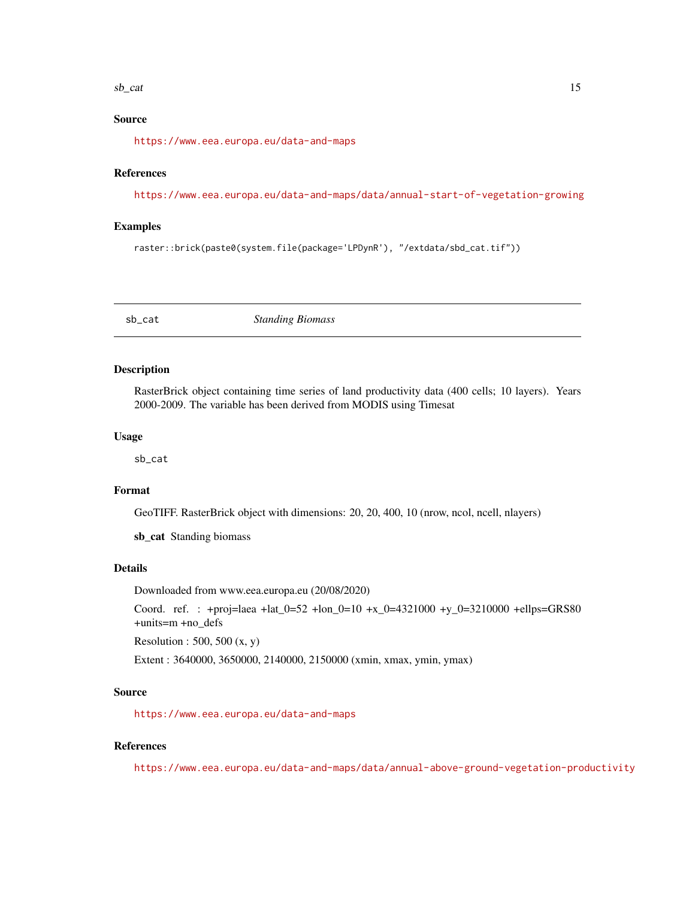### Source

https://www.eea.europa.eu/data-and-maps

### References

https://www.eea.europa.eu/data-and-maps/data/annual-start-of-vegetation-growing

### Examples

```
raster::brick(paste0(system.file(package='LPDynR'), "/extdata/sbd_cat.tif"))
```

---

## sb_cat    *Standing Biomass*

---

### Description

RasterBrick object containing time series of land productivity data (400 cells; 10 layers). Years 2000-2009. The variable has been derived from MODIS using Timesat

### Usage

```
sb_cat
```

### Format

GeoTIFF. RasterBrick object with dimensions: 20, 20, 400, 10 (nrow, ncol, ncell, nlayers)

**sb_cat** Standing biomass

### Details

Downloaded from www.eea.europa.eu (20/08/2020)

Coord. ref. : +proj=laea +lat_0=52 +lon_0=10 +x_0=4321000 +y_0=3210000 +ellps=GRS80 +units=m +no_defs

Resolution : 500, 500 (x, y)

Extent : 3640000, 3650000, 2140000, 2150000 (xmin, xmax, ymin, ymax)

### Source

https://www.eea.europa.eu/data-and-maps

### References

https://www.eea.europa.eu/data-and-maps/data/annual-above-ground-vegetation-productivity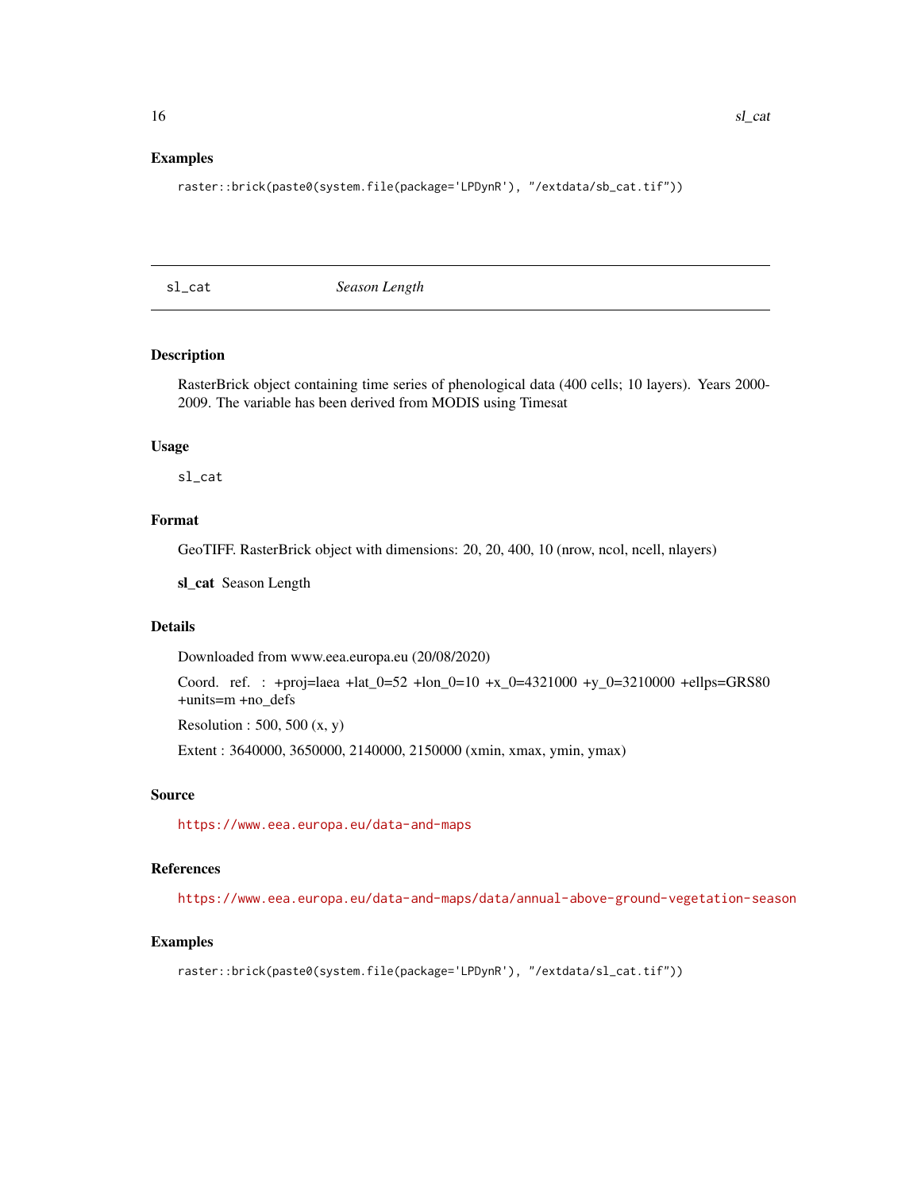## Examples

```
raster::brick(paste0(system.file(package='LPDynR'), "/extdata/sb_cat.tif"))
```

---

# sl_cat *Season Length*

---

## Description

RasterBrick object containing time series of phenological data (400 cells; 10 layers). Years 2000-2009. The variable has been derived from MODIS using Timesat

## Usage

```
sl_cat
```

## Format

GeoTIFF. RasterBrick object with dimensions: 20, 20, 400, 10 (nrow, ncol, ncell, nlayers)

**sl_cat** Season Length

## Details

Downloaded from www.eea.europa.eu (20/08/2020)

Coord. ref. : +proj=laea +lat_0=52 +lon_0=10 +x_0=4321000 +y_0=3210000 +ellps=GRS80 +units=m +no_defs

Resolution : 500, 500 (x, y)

Extent : 3640000, 3650000, 2140000, 2150000 (xmin, xmax, ymin, ymax)

## Source

https://www.eea.europa.eu/data-and-maps

## References

https://www.eea.europa.eu/data-and-maps/data/annual-above-ground-vegetation-season

## Examples

```
raster::brick(paste0(system.file(package='LPDynR'), "/extdata/sl_cat.tif"))
```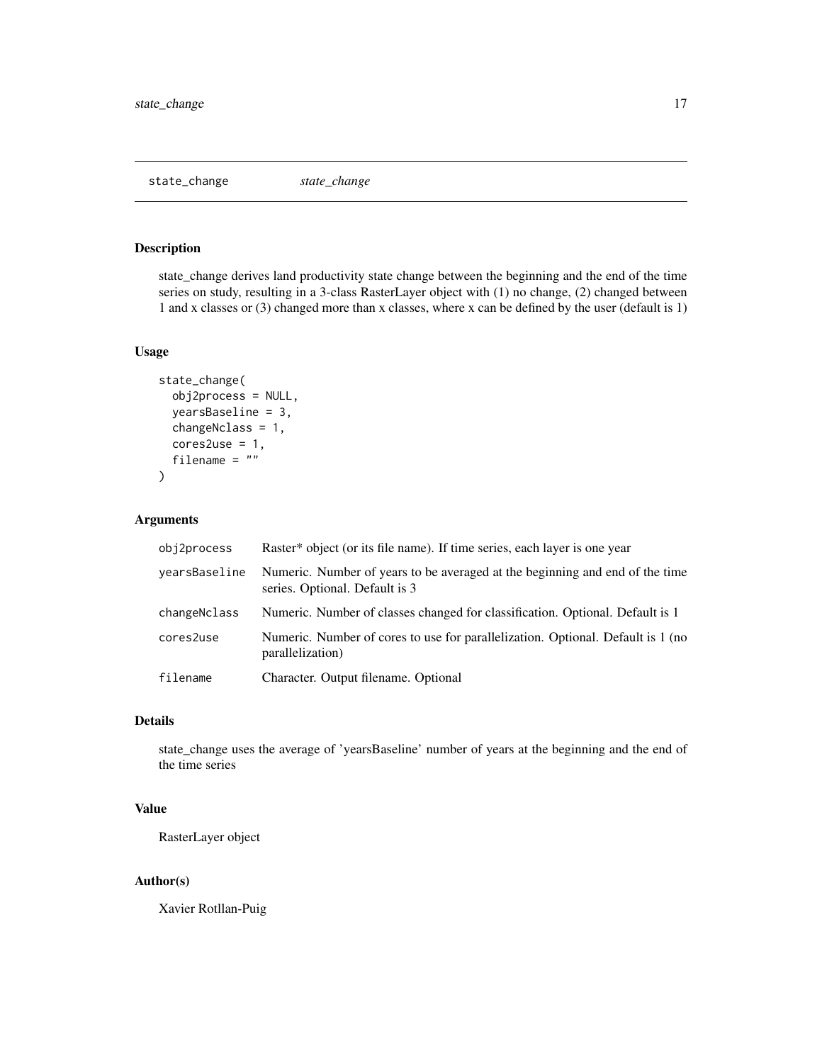# state_change *state_change*

## Description

state_change derives land productivity state change between the beginning and the end of the time series on study, resulting in a 3-class RasterLayer object with (1) no change, (2) changed between 1 and x classes or (3) changed more than x classes, where x can be defined by the user (default is 1)

## Usage

```
state_change(
  obj2process = NULL,
  yearsBaseline = 3,
  changeNclass = 1,
  cores2use = 1,
  filename = ""
)
```

## Arguments

| | |
|---|---|
| obj2process | Raster* object (or its file name). If time series, each layer is one year |
| yearsBaseline | Numeric. Number of years to be averaged at the beginning and end of the time series. Optional. Default is 3 |
| changeNclass | Numeric. Number of classes changed for classification. Optional. Default is 1 |
| cores2use | Numeric. Number of cores to use for parallelization. Optional. Default is 1 (no parallelization) |
| filename | Character. Output filename. Optional |

## Details

state_change uses the average of 'yearsBaseline' number of years at the beginning and the end of the time series

## Value

RasterLayer object

## Author(s)

Xavier Rotllan-Puig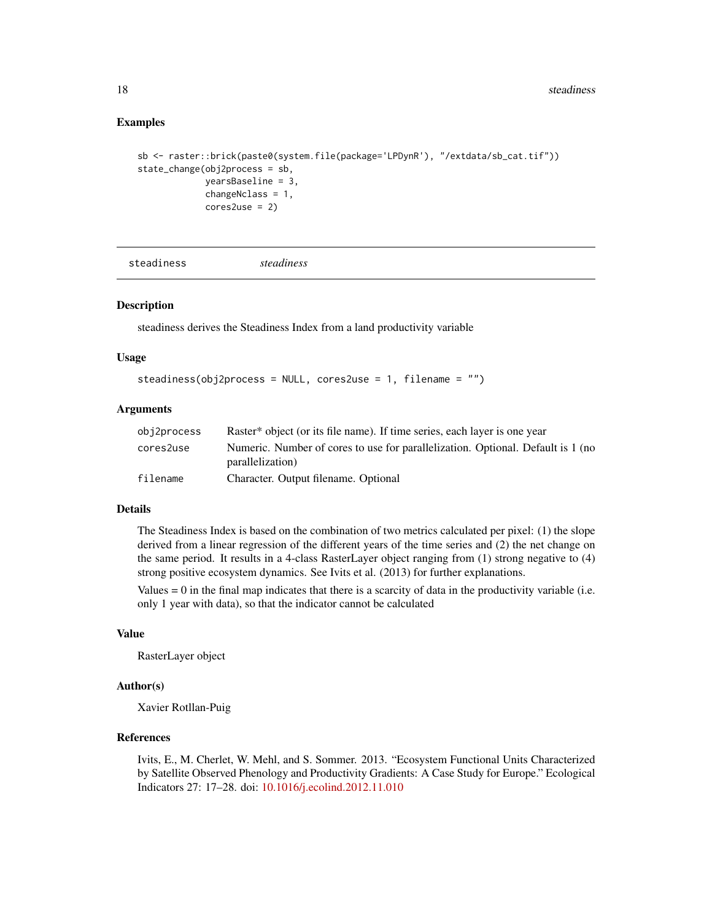### Examples

```
sb <- raster::brick(paste0(system.file(package='LPDynR'), "/extdata/sb_cat.tif"))
state_change(obj2process = sb,
             yearsBaseline = 3,
             changeNclass = 1,
             cores2use = 2)
```

---

## steadiness &nbsp;&nbsp;&nbsp;&nbsp; *steadiness*

---

### Description

steadiness derives the Steadiness Index from a land productivity variable

### Usage

```
steadiness(obj2process = NULL, cores2use = 1, filename = "")
```

### Arguments

| | |
|---|---|
| obj2process | Raster* object (or its file name). If time series, each layer is one year |
| cores2use | Numeric. Number of cores to use for parallelization. Optional. Default is 1 (no parallelization) |
| filename | Character. Output filename. Optional |

### Details

The Steadiness Index is based on the combination of two metrics calculated per pixel: (1) the slope derived from a linear regression of the different years of the time series and (2) the net change on the same period. It results in a 4-class RasterLayer object ranging from (1) strong negative to (4) strong positive ecosystem dynamics. See Ivits et al. (2013) for further explanations.

Values = 0 in the final map indicates that there is a scarcity of data in the productivity variable (i.e. only 1 year with data), so that the indicator cannot be calculated

### Value

RasterLayer object

### Author(s)

Xavier Rotllan-Puig

### References

Ivits, E., M. Cherlet, W. Mehl, and S. Sommer. 2013. "Ecosystem Functional Units Characterized by Satellite Observed Phenology and Productivity Gradients: A Case Study for Europe." Ecological Indicators 27: 17–28. doi: 10.1016/j.ecolind.2012.11.010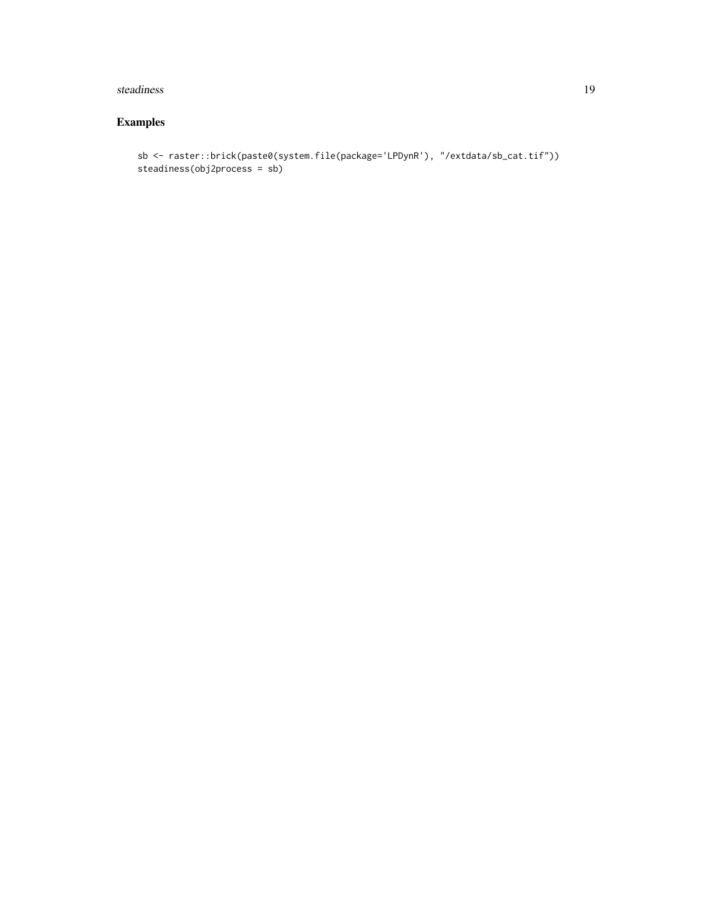## Examples

```
sb <- raster::brick(paste0(system.file(package='LPDynR'), "/extdata/sb_cat.tif"))
steadiness(obj2process = sb)
```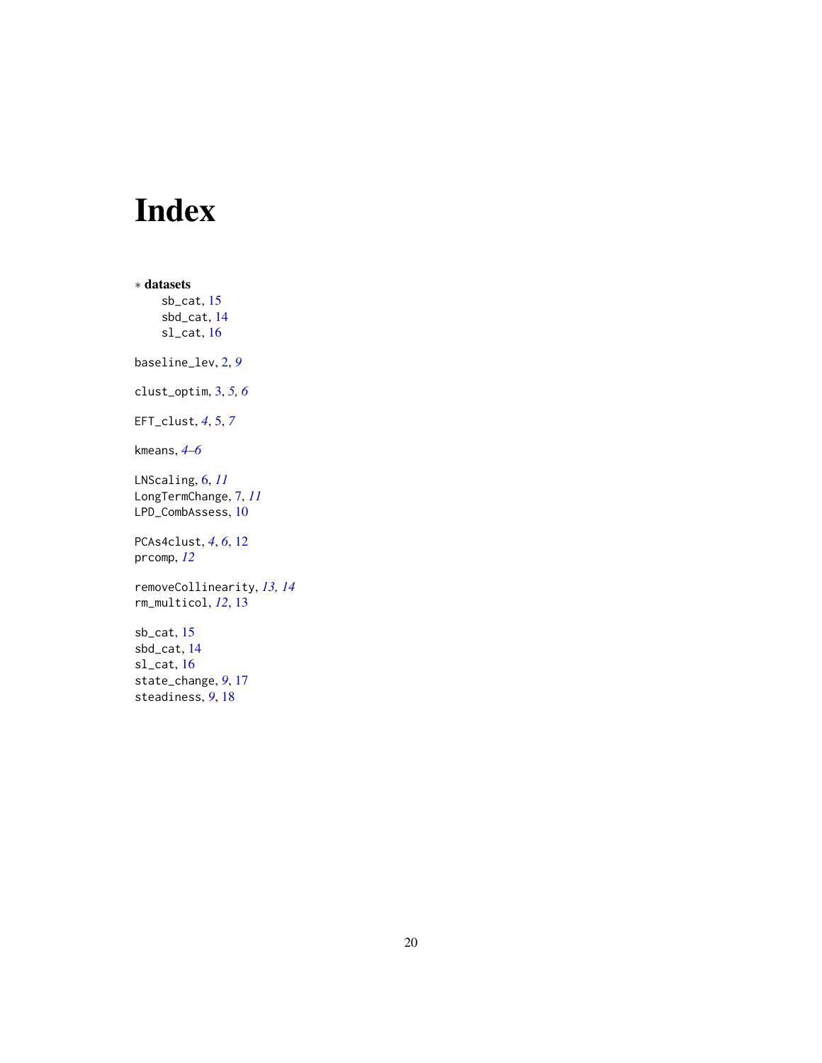# Index

∗ **datasets**

- sb_cat, 15
- sbd_cat, 14
- sl_cat, 16

baseline_lev, 2, *9*

clust_optim, 3, *5, 6*

EFT_clust, *4*, 5, *7*

kmeans, *4–6*

LNScaling, 6, *11*
LongTermChange, 7, *11*
LPD_CombAssess, 10

PCAs4clust, *4*, *6*, 12
prcomp, *12*

removeCollinearity, *13, 14*
rm_multicol, *12*, 13

sb_cat, 15
sbd_cat, 14
sl_cat, 16
state_change, *9*, 17
steadiness, *9*, 18